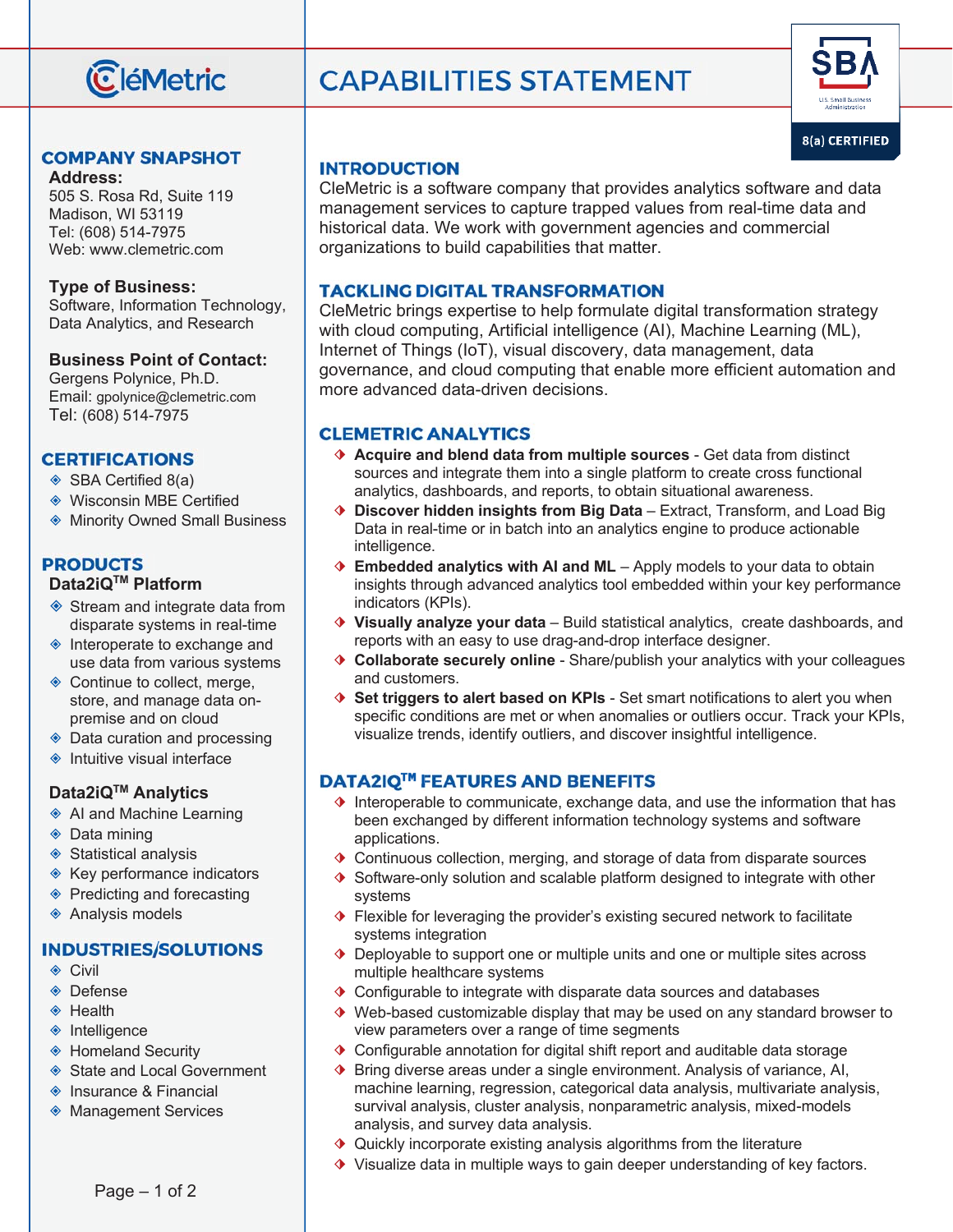# CléMetric

# CAPABILITIES STATEMENT

SBA U.S. Small Business Administration

8(a) CERTIFIED

## COMPANY SNAPSHOT

**Address:**
505 S. Rosa Rd, Suite 119
Madison, WI 53119
Tel: (608) 514-7975
Web: www.clemetric.com

**Type of Business:**
Software, Information Technology, Data Analytics, and Research

**Business Point of Contact:**
Gergens Polynice, Ph.D.
Email: gpolynice@clemetric.com
Tel: (608) 514-7975

## CERTIFICATIONS

- SBA Certified 8(a)
- Wisconsin MBE Certified
- Minority Owned Small Business

## PRODUCTS

### Data2iQ™ Platform

- Stream and integrate data from disparate systems in real-time
- Interoperate to exchange and use data from various systems
- Continue to collect, merge, store, and manage data on-premise and on cloud
- Data curation and processing
- Intuitive visual interface

### Data2iQ™ Analytics

- AI and Machine Learning
- Data mining
- Statistical analysis
- Key performance indicators
- Predicting and forecasting
- Analysis models

## INDUSTRIES/SOLUTIONS

- Civil
- Defense
- Health
- Intelligence
- Homeland Security
- State and Local Government
- Insurance & Financial
- Management Services

## INTRODUCTION

CleMetric is a software company that provides analytics software and data management services to capture trapped values from real-time data and historical data. We work with government agencies and commercial organizations to build capabilities that matter.

## TACKLING DIGITAL TRANSFORMATION

CleMetric brings expertise to help formulate digital transformation strategy with cloud computing, Artificial intelligence (AI), Machine Learning (ML), Internet of Things (IoT), visual discovery, data management, data governance, and cloud computing that enable more efficient automation and more advanced data-driven decisions.

## CLEMETRIC ANALYTICS

- **Acquire and blend data from multiple sources** - Get data from distinct sources and integrate them into a single platform to create cross functional analytics, dashboards, and reports, to obtain situational awareness.
- **Discover hidden insights from Big Data** – Extract, Transform, and Load Big Data in real-time or in batch into an analytics engine to produce actionable intelligence.
- **Embedded analytics with AI and ML** – Apply models to your data to obtain insights through advanced analytics tool embedded within your key performance indicators (KPIs).
- **Visually analyze your data** – Build statistical analytics, create dashboards, and reports with an easy to use drag-and-drop interface designer.
- **Collaborate securely online** - Share/publish your analytics with your colleagues and customers.
- **Set triggers to alert based on KPIs** - Set smart notifications to alert you when specific conditions are met or when anomalies or outliers occur. Track your KPIs, visualize trends, identify outliers, and discover insightful intelligence.

## DATA2IQ™ FEATURES AND BENEFITS

- Interoperable to communicate, exchange data, and use the information that has been exchanged by different information technology systems and software applications.
- Continuous collection, merging, and storage of data from disparate sources
- Software-only solution and scalable platform designed to integrate with other systems
- Flexible for leveraging the provider's existing secured network to facilitate systems integration
- Deployable to support one or multiple units and one or multiple sites across multiple healthcare systems
- Configurable to integrate with disparate data sources and databases
- Web-based customizable display that may be used on any standard browser to view parameters over a range of time segments
- Configurable annotation for digital shift report and auditable data storage
- Bring diverse areas under a single environment. Analysis of variance, AI, machine learning, regression, categorical data analysis, multivariate analysis, survival analysis, cluster analysis, nonparametric analysis, mixed-models analysis, and survey data analysis.
- Quickly incorporate existing analysis algorithms from the literature
- Visualize data in multiple ways to gain deeper understanding of key factors.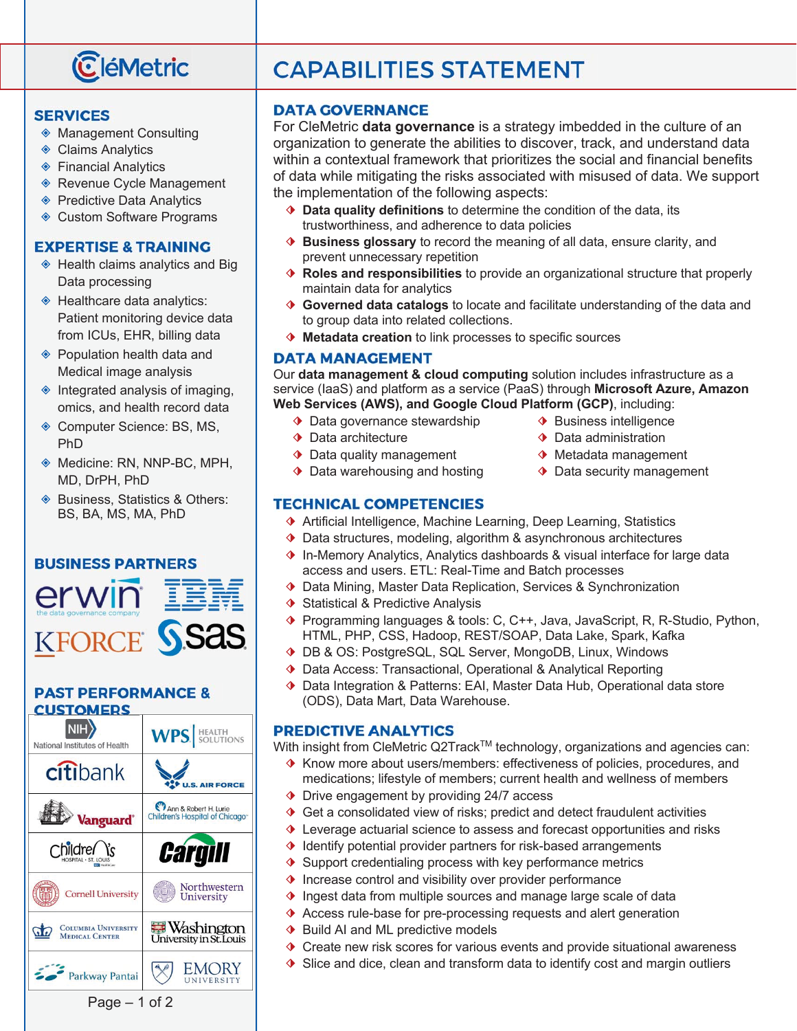# CléMetric

# CAPABILITIES STATEMENT

## SERVICES

- Management Consulting
- Claims Analytics
- Financial Analytics
- Revenue Cycle Management
- Predictive Data Analytics
- Custom Software Programs

## EXPERTISE & TRAINING

- Health claims analytics and Big Data processing
- Healthcare data analytics: Patient monitoring device data from ICUs, EHR, billing data
- Population health data and Medical image analysis
- Integrated analysis of imaging, omics, and health record data
- Computer Science: BS, MS, PhD
- Medicine: RN, NNP-BC, MPH, MD, DrPH, PhD
- Business, Statistics & Others: BS, BA, MS, MA, PhD

## BUSINESS PARTNERS

erwin (the data governance company)
IBM
KFORCE
sas

## PAST PERFORMANCE & CUSTOMERS

| | |
|---|---|
| NIH National Institutes of Health | WPS Health Solutions |
| citibank | U.S. Air Force |
| Vanguard | Ann & Robert H. Lurie Children's Hospital of Chicago |
| Children's Hospital · St. Louis | Cargill |
| Cornell University | Northwestern University |
| Columbia University Medical Center | Washington University in St. Louis |
| Parkway Pantai | Emory University |

## DATA GOVERNANCE

For CleMetric **data governance** is a strategy imbedded in the culture of an organization to generate the abilities to discover, track, and understand data within a contextual framework that prioritizes the social and financial benefits of data while mitigating the risks associated with misused of data. We support the implementation of the following aspects:

- **Data quality definitions** to determine the condition of the data, its trustworthiness, and adherence to data policies
- **Business glossary** to record the meaning of all data, ensure clarity, and prevent unnecessary repetition
- **Roles and responsibilities** to provide an organizational structure that properly maintain data for analytics
- **Governed data catalogs** to locate and facilitate understanding of the data and to group data into related collections.
- **Metadata creation** to link processes to specific sources

## DATA MANAGEMENT

Our **data management & cloud computing** solution includes infrastructure as a service (IaaS) and platform as a service (PaaS) through **Microsoft Azure, Amazon Web Services (AWS), and Google Cloud Platform (GCP)**, including:

- Data governance stewardship
- Data architecture
- Data quality management
- Data warehousing and hosting
- Business intelligence
- Data administration
- Metadata management
- Data security management

## TECHNICAL COMPETENCIES

- Artificial Intelligence, Machine Learning, Deep Learning, Statistics
- Data structures, modeling, algorithm & asynchronous architectures
- In-Memory Analytics, Analytics dashboards & visual interface for large data access and users. ETL: Real-Time and Batch processes
- Data Mining, Master Data Replication, Services & Synchronization
- Statistical & Predictive Analysis
- Programming languages & tools: C, C++, Java, JavaScript, R, R-Studio, Python, HTML, PHP, CSS, Hadoop, REST/SOAP, Data Lake, Spark, Kafka
- DB & OS: PostgreSQL, SQL Server, MongoDB, Linux, Windows
- Data Access: Transactional, Operational & Analytical Reporting
- Data Integration & Patterns: EAI, Master Data Hub, Operational data store (ODS), Data Mart, Data Warehouse.

## PREDICTIVE ANALYTICS

With insight from CleMetric Q2Track[TM] technology, organizations and agencies can:

- Know more about users/members: effectiveness of policies, procedures, and medications; lifestyle of members; current health and wellness of members
- Drive engagement by providing 24/7 access
- Get a consolidated view of risks; predict and detect fraudulent activities
- Leverage actuarial science to assess and forecast opportunities and risks
- Identify potential provider partners for risk-based arrangements
- Support credentialing process with key performance metrics
- Increase control and visibility over provider performance
- Ingest data from multiple sources and manage large scale of data
- Access rule-base for pre-processing requests and alert generation
- Build AI and ML predictive models
- Create new risk scores for various events and provide situational awareness
- Slice and dice, clean and transform data to identify cost and margin outliers